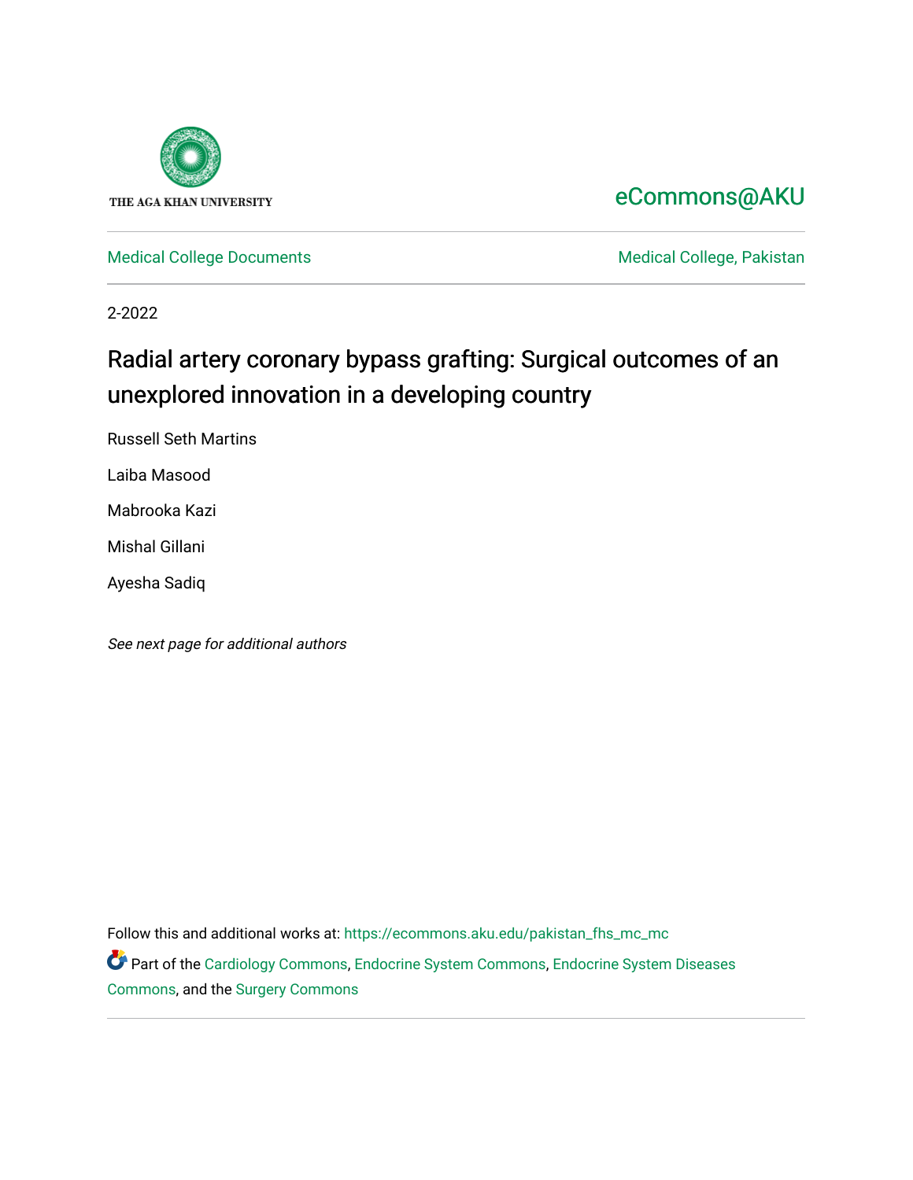THE AGA KHAN UNIVERSITY

eCommons@AKU

Medical College Documents

Medical College, Pakistan

2-2022

# Radial artery coronary bypass grafting: Surgical outcomes of an unexplored innovation in a developing country

Russell Seth Martins

Laiba Masood

Mabrooka Kazi

Mishal Gillani

Ayesha Sadiq

*See next page for additional authors*

Follow this and additional works at: https://ecommons.aku.edu/pakistan_fhs_mc_mc

Part of the Cardiology Commons, Endocrine System Commons, Endocrine System Diseases Commons, and the Surgery Commons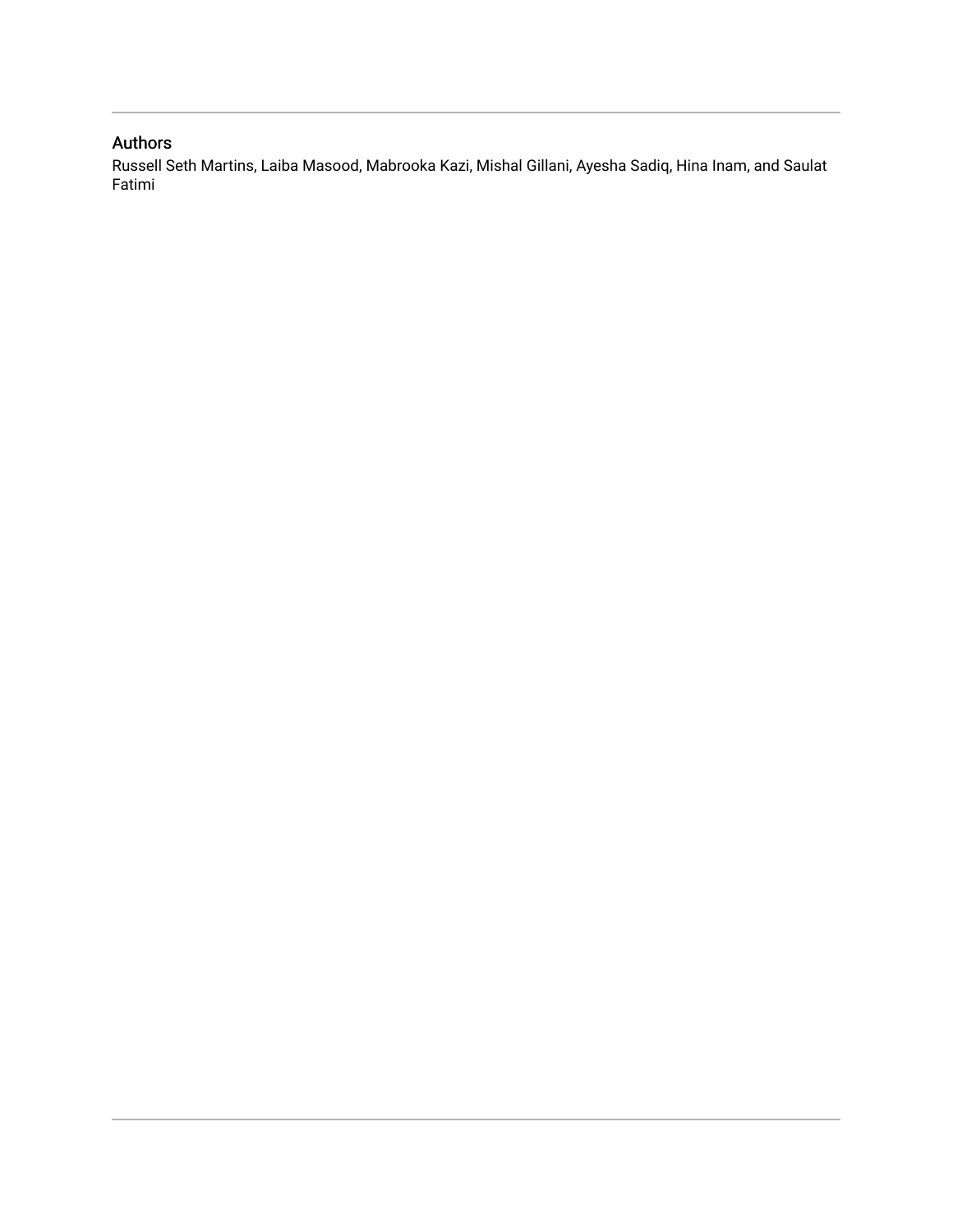## Authors

Russell Seth Martins, Laiba Masood, Mabrooka Kazi, Mishal Gillani, Ayesha Sadiq, Hina Inam, and Saulat Fatimi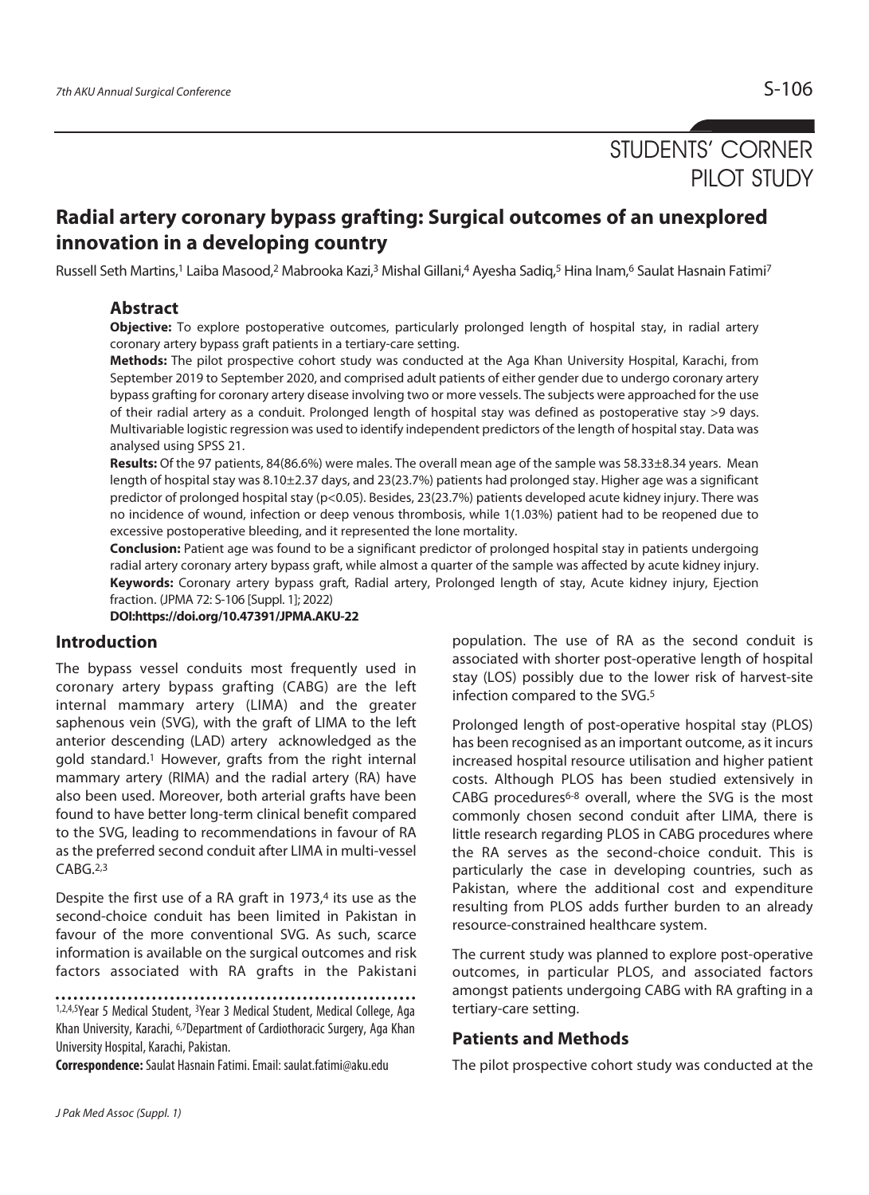STUDENTS' CORNER
PILOT STUDY

# Radial artery coronary bypass grafting: Surgical outcomes of an unexplored innovation in a developing country

Russell Seth Martins,[1] Laiba Masood,[2] Mabrooka Kazi,[3] Mishal Gillani,[4] Ayesha Sadiq,[5] Hina Inam,[6] Saulat Hasnain Fatimi[7]

## Abstract

**Objective:** To explore postoperative outcomes, particularly prolonged length of hospital stay, in radial artery coronary artery bypass graft patients in a tertiary-care setting.

**Methods:** The pilot prospective cohort study was conducted at the Aga Khan University Hospital, Karachi, from September 2019 to September 2020, and comprised adult patients of either gender due to undergo coronary artery bypass grafting for coronary artery disease involving two or more vessels. The subjects were approached for the use of their radial artery as a conduit. Prolonged length of hospital stay was defined as postoperative stay >9 days. Multivariable logistic regression was used to identify independent predictors of the length of hospital stay. Data was analysed using SPSS 21.

**Results:** Of the 97 patients, 84(86.6%) were males. The overall mean age of the sample was 58.33±8.34 years. Mean length of hospital stay was 8.10±2.37 days, and 23(23.7%) patients had prolonged stay. Higher age was a significant predictor of prolonged hospital stay ($p<0.05$). Besides, 23(23.7%) patients developed acute kidney injury. There was no incidence of wound, infection or deep venous thrombosis, while 1(1.03%) patient had to be reopened due to excessive postoperative bleeding, and it represented the lone mortality.

**Conclusion:** Patient age was found to be a significant predictor of prolonged hospital stay in patients undergoing radial artery coronary artery bypass graft, while almost a quarter of the sample was affected by acute kidney injury.

**Keywords:** Coronary artery bypass graft, Radial artery, Prolonged length of stay, Acute kidney injury, Ejection fraction. (JPMA 72: S-106 [Suppl. 1]; 2022)

**DOI:https://doi.org/10.47391/JPMA.AKU-22**

## Introduction

The bypass vessel conduits most frequently used in coronary artery bypass grafting (CABG) are the left internal mammary artery (LIMA) and the greater saphenous vein (SVG), with the graft of LIMA to the left anterior descending (LAD) artery acknowledged as the gold standard.[1] However, grafts from the right internal mammary artery (RIMA) and the radial artery (RA) have also been used. Moreover, both arterial grafts have been found to have better long-term clinical benefit compared to the SVG, leading to recommendations in favour of RA as the preferred second conduit after LIMA in multi-vessel CABG.[2,3]

Despite the first use of a RA graft in 1973,[4] its use as the second-choice conduit has been limited in Pakistan in favour of the more conventional SVG. As such, scarce information is available on the surgical outcomes and risk factors associated with RA grafts in the Pakistani population. The use of RA as the second conduit is associated with shorter post-operative length of hospital stay (LOS) possibly due to the lower risk of harvest-site infection compared to the SVG.[5]

Prolonged length of post-operative hospital stay (PLOS) has been recognised as an important outcome, as it incurs increased hospital resource utilisation and higher patient costs. Although PLOS has been studied extensively in CABG procedures[6-8] overall, where the SVG is the most commonly chosen second conduit after LIMA, there is little research regarding PLOS in CABG procedures where the RA serves as the second-choice conduit. This is particularly the case in developing countries, such as Pakistan, where the additional cost and expenditure resulting from PLOS adds further burden to an already resource-constrained healthcare system.

The current study was planned to explore post-operative outcomes, in particular PLOS, and associated factors amongst patients undergoing CABG with RA grafting in a tertiary-care setting.

## Patients and Methods

The pilot prospective cohort study was conducted at the

---

[1,2,4,5]Year 5 Medical Student, [3]Year 3 Medical Student, Medical College, Aga Khan University, Karachi, [6,7]Department of Cardiothoracic Surgery, Aga Khan University Hospital, Karachi, Pakistan.

**Correspondence:** Saulat Hasnain Fatimi. Email: saulat.fatimi@aku.edu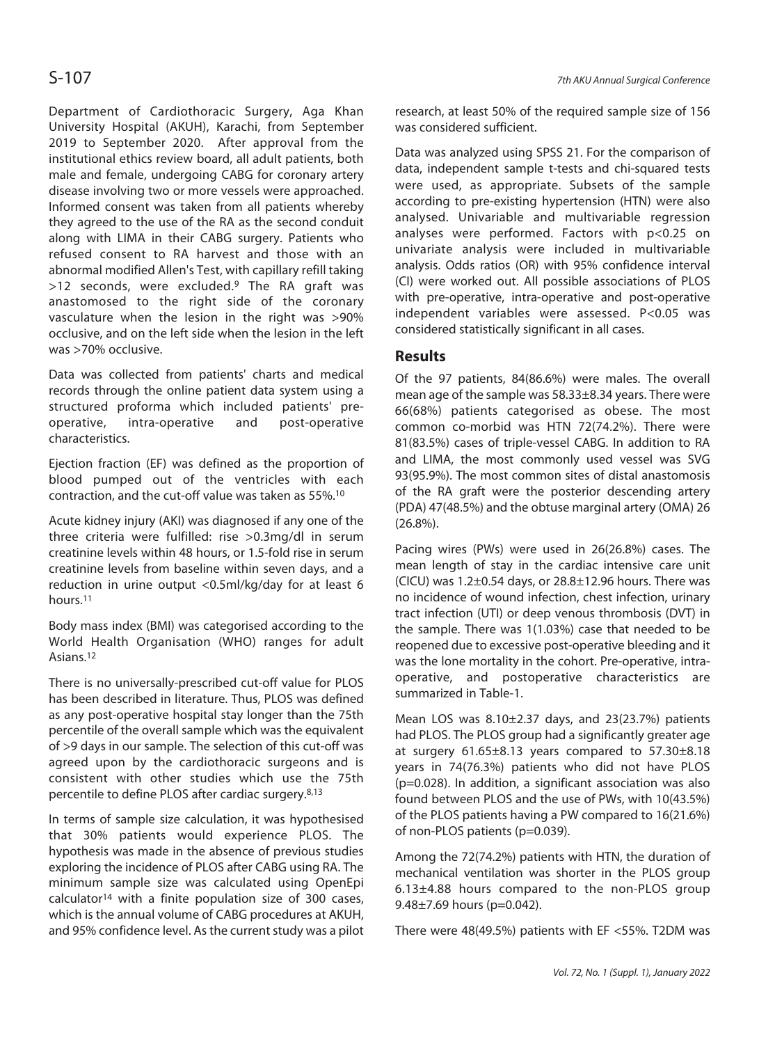Department of Cardiothoracic Surgery, Aga Khan University Hospital (AKUH), Karachi, from September 2019 to September 2020. After approval from the institutional ethics review board, all adult patients, both male and female, undergoing CABG for coronary artery disease involving two or more vessels were approached. Informed consent was taken from all patients whereby they agreed to the use of the RA as the second conduit along with LIMA in their CABG surgery. Patients who refused consent to RA harvest and those with an abnormal modified Allen's Test, with capillary refill taking >12 seconds, were excluded.[9] The RA graft was anastomosed to the right side of the coronary vasculature when the lesion in the right was >90% occlusive, and on the left side when the lesion in the left was >70% occlusive.

Data was collected from patients' charts and medical records through the online patient data system using a structured proforma which included patients' pre-operative, intra-operative and post-operative characteristics.

Ejection fraction (EF) was defined as the proportion of blood pumped out of the ventricles with each contraction, and the cut-off value was taken as 55%.[10]

Acute kidney injury (AKI) was diagnosed if any one of the three criteria were fulfilled: rise >0.3mg/dl in serum creatinine levels within 48 hours, or 1.5-fold rise in serum creatinine levels from baseline within seven days, and a reduction in urine output <0.5ml/kg/day for at least 6 hours.[11]

Body mass index (BMI) was categorised according to the World Health Organisation (WHO) ranges for adult Asians.[12]

There is no universally-prescribed cut-off value for PLOS has been described in literature. Thus, PLOS was defined as any post-operative hospital stay longer than the 75th percentile of the overall sample which was the equivalent of >9 days in our sample. The selection of this cut-off was agreed upon by the cardiothoracic surgeons and is consistent with other studies which use the 75th percentile to define PLOS after cardiac surgery.[8,13]

In terms of sample size calculation, it was hypothesised that 30% patients would experience PLOS. The hypothesis was made in the absence of previous studies exploring the incidence of PLOS after CABG using RA. The minimum sample size was calculated using OpenEpi calculator[14] with a finite population size of 300 cases, which is the annual volume of CABG procedures at AKUH, and 95% confidence level. As the current study was a pilot research, at least 50% of the required sample size of 156 was considered sufficient.

Data was analyzed using SPSS 21. For the comparison of data, independent sample t-tests and chi-squared tests were used, as appropriate. Subsets of the sample according to pre-existing hypertension (HTN) were also analysed. Univariable and multivariable regression analyses were performed. Factors with $p<0.25$ on univariate analysis were included in multivariable analysis. Odds ratios (OR) with 95% confidence interval (CI) were worked out. All possible associations of PLOS with pre-operative, intra-operative and post-operative independent variables were assessed. $P<0.05$ was considered statistically significant in all cases.

## Results

Of the 97 patients, 84(86.6%) were males. The overall mean age of the sample was 58.33±8.34 years. There were 66(68%) patients categorised as obese. The most common co-morbid was HTN 72(74.2%). There were 81(83.5%) cases of triple-vessel CABG. In addition to RA and LIMA, the most commonly used vessel was SVG 93(95.9%). The most common sites of distal anastomosis of the RA graft were the posterior descending artery (PDA) 47(48.5%) and the obtuse marginal artery (OMA) 26 (26.8%).

Pacing wires (PWs) were used in 26(26.8%) cases. The mean length of stay in the cardiac intensive care unit (CICU) was 1.2±0.54 days, or 28.8±12.96 hours. There was no incidence of wound infection, chest infection, urinary tract infection (UTI) or deep venous thrombosis (DVT) in the sample. There was 1(1.03%) case that needed to be reopened due to excessive post-operative bleeding and it was the lone mortality in the cohort. Pre-operative, intra-operative, and postoperative characteristics are summarized in Table-1.

Mean LOS was 8.10±2.37 days, and 23(23.7%) patients had PLOS. The PLOS group had a significantly greater age at surgery 61.65±8.13 years compared to 57.30±8.18 years in 74(76.3%) patients who did not have PLOS ($p=0.028$). In addition, a significant association was also found between PLOS and the use of PWs, with 10(43.5%) of the PLOS patients having a PW compared to 16(21.6%) of non-PLOS patients ($p=0.039$).

Among the 72(74.2%) patients with HTN, the duration of mechanical ventilation was shorter in the PLOS group 6.13±4.88 hours compared to the non-PLOS group 9.48±7.69 hours ($p=0.042$).

There were 48(49.5%) patients with EF <55%. T2DM was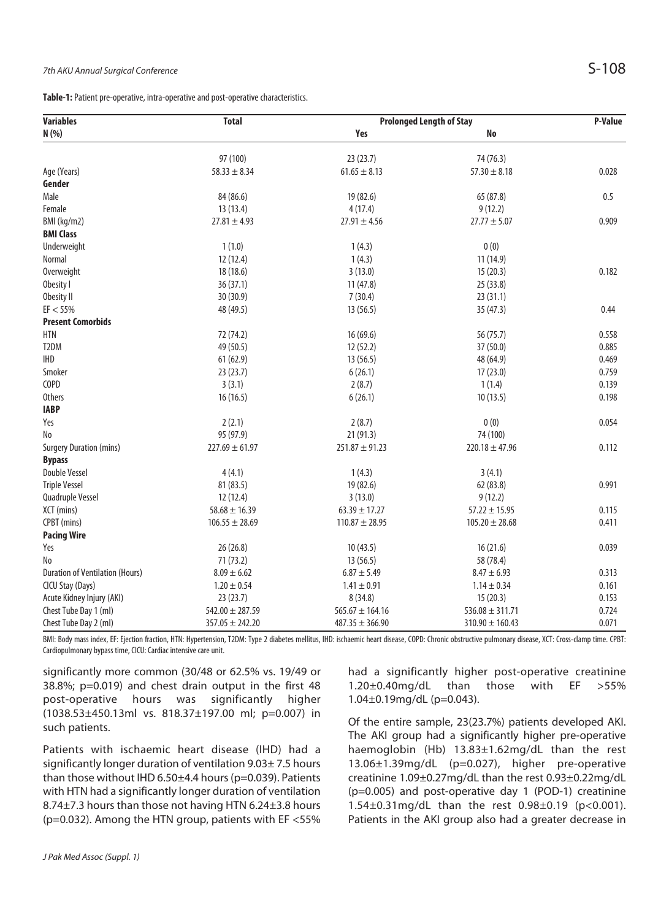**Table-1:** Patient pre-operative, intra-operative and post-operative characteristics.

| Variables | Total | Prolonged Length of Stay | | P-Value |
|---|---|---|---|---|
| N (%) | | Yes | No | |
| | 97 (100) | 23 (23.7) | 74 (76.3) | |
| Age (Years) | 58.33 ± 8.34 | 61.65 ± 8.13 | 57.30 ± 8.18 | 0.028 |
| **Gender** | | | | |
| Male | 84 (86.6) | 19 (82.6) | 65 (87.8) | 0.5 |
| Female | 13 (13.4) | 4 (17.4) | 9 (12.2) | |
| BMI (kg/m2) | 27.81 ± 4.93 | 27.91 ± 4.56 | 27.77 ± 5.07 | 0.909 |
| **BMI Class** | | | | |
| Underweight | 1 (1.0) | 1 (4.3) | 0 (0) | |
| Normal | 12 (12.4) | 1 (4.3) | 11 (14.9) | |
| Overweight | 18 (18.6) | 3 (13.0) | 15 (20.3) | 0.182 |
| Obesity I | 36 (37.1) | 11 (47.8) | 25 (33.8) | |
| Obesity II | 30 (30.9) | 7 (30.4) | 23 (31.1) | |
| EF < 55% | 48 (49.5) | 13 (56.5) | 35 (47.3) | 0.44 |
| **Present Comorbids** | | | | |
| HTN | 72 (74.2) | 16 (69.6) | 56 (75.7) | 0.558 |
| T2DM | 49 (50.5) | 12 (52.2) | 37 (50.0) | 0.885 |
| IHD | 61 (62.9) | 13 (56.5) | 48 (64.9) | 0.469 |
| Smoker | 23 (23.7) | 6 (26.1) | 17 (23.0) | 0.759 |
| COPD | 3 (3.1) | 2 (8.7) | 1 (1.4) | 0.139 |
| Others | 16 (16.5) | 6 (26.1) | 10 (13.5) | 0.198 |
| **IABP** | | | | |
| Yes | 2 (2.1) | 2 (8.7) | 0 (0) | 0.054 |
| No | 95 (97.9) | 21 (91.3) | 74 (100) | |
| Surgery Duration (mins) | 227.69 ± 61.97 | 251.87 ± 91.23 | 220.18 ± 47.96 | 0.112 |
| **Bypass** | | | | |
| Double Vessel | 4 (4.1) | 1 (4.3) | 3 (4.1) | |
| Triple Vessel | 81 (83.5) | 19 (82.6) | 62 (83.8) | 0.991 |
| Quadruple Vessel | 12 (12.4) | 3 (13.0) | 9 (12.2) | |
| XCT (mins) | 58.68 ± 16.39 | 63.39 ± 17.27 | 57.22 ± 15.95 | 0.115 |
| CPBT (mins) | 106.55 ± 28.69 | 110.87 ± 28.95 | 105.20 ± 28.68 | 0.411 |
| **Pacing Wire** | | | | |
| Yes | 26 (26.8) | 10 (43.5) | 16 (21.6) | 0.039 |
| No | 71 (73.2) | 13 (56.5) | 58 (78.4) | |
| Duration of Ventilation (Hours) | 8.09 ± 6.62 | 6.87 ± 5.49 | 8.47 ± 6.93 | 0.313 |
| CICU Stay (Days) | 1.20 ± 0.54 | 1.41 ± 0.91 | 1.14 ± 0.34 | 0.161 |
| Acute Kidney Injury (AKI) | 23 (23.7) | 8 (34.8) | 15 (20.3) | 0.153 |
| Chest Tube Day 1 (ml) | 542.00 ± 287.59 | 565.67 ± 164.16 | 536.08 ± 311.71 | 0.724 |
| Chest Tube Day 2 (ml) | 357.05 ± 242.20 | 487.35 ± 366.90 | 310.90 ± 160.43 | 0.071 |

BMI: Body mass index, EF: Ejection fraction, HTN: Hypertension, T2DM: Type 2 diabetes mellitus, IHD: ischaemic heart disease, COPD: Chronic obstructive pulmonary disease, XCT: Cross-clamp time. CPBT: Cardiopulmonary bypass time, CICU: Cardiac intensive care unit.

significantly more common (30/48 or 62.5% vs. 19/49 or 38.8%; p=0.019) and chest drain output in the first 48 post-operative hours was significantly higher (1038.53±450.13ml vs. 818.37±197.00 ml; p=0.007) in such patients.

Patients with ischaemic heart disease (IHD) had a significantly longer duration of ventilation 9.03± 7.5 hours than those without IHD 6.50±4.4 hours (p=0.039). Patients with HTN had a significantly longer duration of ventilation 8.74±7.3 hours than those not having HTN 6.24±3.8 hours (p=0.032). Among the HTN group, patients with EF <55% had a significantly higher post-operative creatinine 1.20±0.40mg/dL than those with EF >55% 1.04±0.19mg/dL (p=0.043).

Of the entire sample, 23(23.7%) patients developed AKI. The AKI group had a significantly higher pre-operative haemoglobin (Hb) 13.83±1.62mg/dL than the rest 13.06±1.39mg/dL (p=0.027), higher pre-operative creatinine 1.09±0.27mg/dL than the rest 0.93±0.22mg/dL (p=0.005) and post-operative day 1 (POD-1) creatinine 1.54±0.31mg/dL than the rest 0.98±0.19 (p<0.001). Patients in the AKI group also had a greater decrease in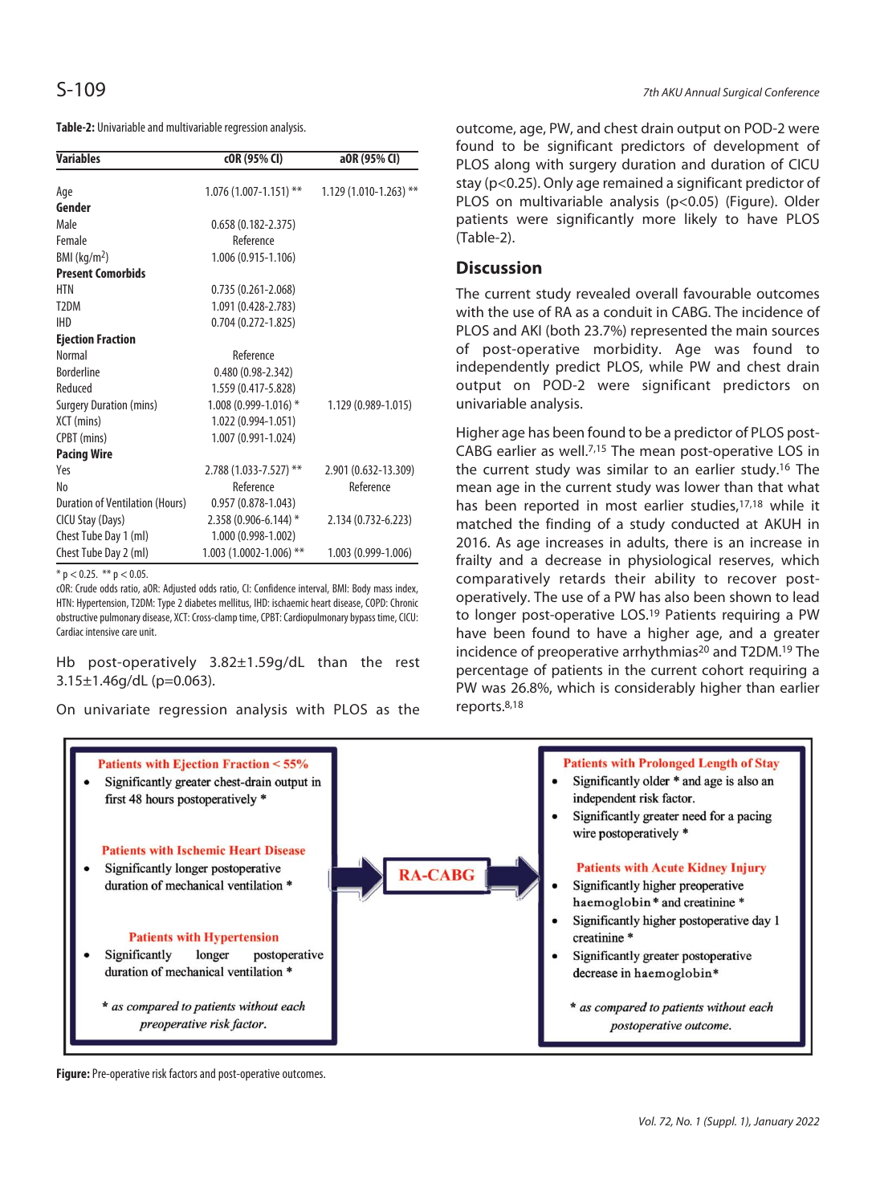**Table-2:** Univariable and multivariable regression analysis.

| Variables | cOR (95% CI) | aOR (95% CI) |
|---|---|---|
| Age | 1.076 (1.007-1.151) ** | 1.129 (1.010-1.263) ** |
| **Gender** | | |
| Male | 0.658 (0.182-2.375) | |
| Female | Reference | |
| BMI (kg/m$^2$) | 1.006 (0.915-1.106) | |
| **Present Comorbids** | | |
| HTN | 0.735 (0.261-2.068) | |
| T2DM | 1.091 (0.428-2.783) | |
| IHD | 0.704 (0.272-1.825) | |
| **Ejection Fraction** | | |
| Normal | Reference | |
| Borderline | 0.480 (0.98-2.342) | |
| Reduced | 1.559 (0.417-5.828) | |
| Surgery Duration (mins) | 1.008 (0.999-1.016) * | 1.129 (0.989-1.015) |
| XCT (mins) | 1.022 (0.994-1.051) | |
| CPBT (mins) | 1.007 (0.991-1.024) | |
| **Pacing Wire** | | |
| Yes | 2.788 (1.033-7.527) ** | 2.901 (0.632-13.309) |
| No | Reference | Reference |
| Duration of Ventilation (Hours) | 0.957 (0.878-1.043) | |
| CICU Stay (Days) | 2.358 (0.906-6.144) * | 2.134 (0.732-6.223) |
| Chest Tube Day 1 (ml) | 1.000 (0.998-1.002) | |
| Chest Tube Day 2 (ml) | 1.003 (1.0002-1.006) ** | 1.003 (0.999-1.006) |

* $p < 0.25$. ** $p < 0.05$.

cOR: Crude odds ratio, aOR: Adjusted odds ratio, CI: Confidence interval, BMI: Body mass index, HTN: Hypertension, T2DM: Type 2 diabetes mellitus, IHD: ischaemic heart disease, COPD: Chronic obstructive pulmonary disease, XCT: Cross-clamp time, CPBT: Cardiopulmonary bypass time, CICU: Cardiac intensive care unit.

Hb post-operatively 3.82±1.59g/dL than the rest 3.15±1.46g/dL (p=0.063).

On univariate regression analysis with PLOS as the outcome, age, PW, and chest drain output on POD-2 were found to be significant predictors of development of PLOS along with surgery duration and duration of CICU stay ($p<0.25$). Only age remained a significant predictor of PLOS on multivariable analysis ($p<0.05$) (Figure). Older patients were significantly more likely to have PLOS (Table-2).

## Discussion

The current study revealed overall favourable outcomes with the use of RA as a conduit in CABG. The incidence of PLOS and AKI (both 23.7%) represented the main sources of post-operative morbidity. Age was found to independently predict PLOS, while PW and chest drain output on POD-2 were significant predictors on univariable analysis.

Higher age has been found to be a predictor of PLOS post-CABG earlier as well.[7,15] The mean post-operative LOS in the current study was similar to an earlier study.[16] The mean age in the current study was lower than that what has been reported in most earlier studies,[17,18] while it matched the finding of a study conducted at AKUH in 2016. As age increases in adults, there is an increase in frailty and a decrease in physiological reserves, which comparatively retards their ability to recover post-operatively. The use of a PW has also been shown to lead to longer post-operative LOS.[19] Patients requiring a PW have been found to have a higher age, and a greater incidence of preoperative arrhythmias[20] and T2DM.[19] The percentage of patients in the current cohort requiring a PW was 26.8%, which is considerably higher than earlier reports.[8,18]

**Patients with Ejection Fraction < 55%**
- Significantly greater chest-drain output in first 48 hours postoperatively *

**Patients with Ischemic Heart Disease**
- Significantly longer postoperative duration of mechanical ventilation *

**Patients with Hypertension**
- Significantly longer postoperative duration of mechanical ventilation *

*\* as compared to patients without each preoperative risk factor.*

**RA-CABG**

**Patients with Prolonged Length of Stay**
- Significantly older * and age is also an independent risk factor.
- Significantly greater need for a pacing wire postoperatively *

**Patients with Acute Kidney Injury**
- Significantly higher preoperative haemoglobin * and creatinine *
- Significantly higher postoperative day 1 creatinine *
- Significantly greater postoperative decrease in haemoglobin*

*\* as compared to patients without each postoperative outcome.*

**Figure:** Pre-operative risk factors and post-operative outcomes.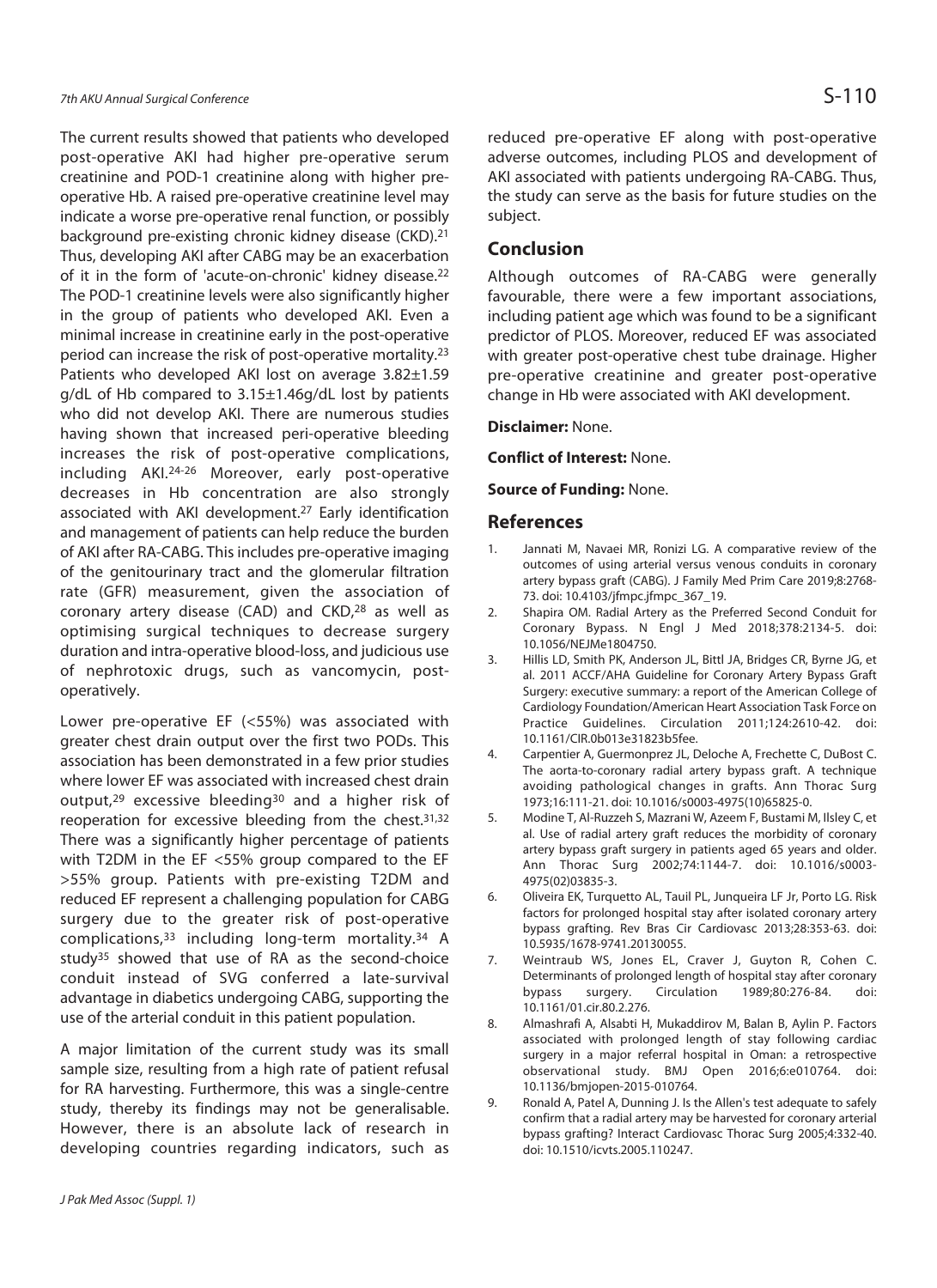The current results showed that patients who developed post-operative AKI had higher pre-operative serum creatinine and POD-1 creatinine along with higher pre-operative Hb. A raised pre-operative creatinine level may indicate a worse pre-operative renal function, or possibly background pre-existing chronic kidney disease (CKD).[21] Thus, developing AKI after CABG may be an exacerbation of it in the form of 'acute-on-chronic' kidney disease.[22] The POD-1 creatinine levels were also significantly higher in the group of patients who developed AKI. Even a minimal increase in creatinine early in the post-operative period can increase the risk of post-operative mortality.[23] Patients who developed AKI lost on average 3.82±1.59 g/dL of Hb compared to 3.15±1.46g/dL lost by patients who did not develop AKI. There are numerous studies having shown that increased peri-operative bleeding increases the risk of post-operative complications, including AKI.[24-26] Moreover, early post-operative decreases in Hb concentration are also strongly associated with AKI development.[27] Early identification and management of patients can help reduce the burden of AKI after RA-CABG. This includes pre-operative imaging of the genitourinary tract and the glomerular filtration rate (GFR) measurement, given the association of coronary artery disease (CAD) and CKD,[28] as well as optimising surgical techniques to decrease surgery duration and intra-operative blood-loss, and judicious use of nephrotoxic drugs, such as vancomycin, post-operatively.

Lower pre-operative EF (<55%) was associated with greater chest drain output over the first two PODs. This association has been demonstrated in a few prior studies where lower EF was associated with increased chest drain output,[29] excessive bleeding[30] and a higher risk of reoperation for excessive bleeding from the chest.[31,32] There was a significantly higher percentage of patients with T2DM in the EF <55% group compared to the EF >55% group. Patients with pre-existing T2DM and reduced EF represent a challenging population for CABG surgery due to the greater risk of post-operative complications,[33] including long-term mortality.[34] A study[35] showed that use of RA as the second-choice conduit instead of SVG conferred a late-survival advantage in diabetics undergoing CABG, supporting the use of the arterial conduit in this patient population.

A major limitation of the current study was its small sample size, resulting from a high rate of patient refusal for RA harvesting. Furthermore, this was a single-centre study, thereby its findings may not be generalisable. However, there is an absolute lack of research in developing countries regarding indicators, such as reduced pre-operative EF along with post-operative adverse outcomes, including PLOS and development of AKI associated with patients undergoing RA-CABG. Thus, the study can serve as the basis for future studies on the subject.

## Conclusion

Although outcomes of RA-CABG were generally favourable, there were a few important associations, including patient age which was found to be a significant predictor of PLOS. Moreover, reduced EF was associated with greater post-operative chest tube drainage. Higher pre-operative creatinine and greater post-operative change in Hb were associated with AKI development.

**Disclaimer:** None.

**Conflict of Interest:** None.

**Source of Funding:** None.

## References

1. Jannati M, Navaei MR, Ronizi LG. A comparative review of the outcomes of using arterial versus venous conduits in coronary artery bypass graft (CABG). J Family Med Prim Care 2019;8:2768-73. doi: 10.4103/jfmpc.jfmpc_367_19.
2. Shapira OM. Radial Artery as the Preferred Second Conduit for Coronary Bypass. N Engl J Med 2018;378:2134-5. doi: 10.1056/NEJMe1804750.
3. Hillis LD, Smith PK, Anderson JL, Bittl JA, Bridges CR, Byrne JG, et al. 2011 ACCF/AHA Guideline for Coronary Artery Bypass Graft Surgery: executive summary: a report of the American College of Cardiology Foundation/American Heart Association Task Force on Practice Guidelines. Circulation 2011;124:2610-42. doi: 10.1161/CIR.0b013e31823b5fee.
4. Carpentier A, Guermonprez JL, Deloche A, Frechette C, DuBost C. The aorta-to-coronary radial artery bypass graft. A technique avoiding pathological changes in grafts. Ann Thorac Surg 1973;16:111-21. doi: 10.1016/s0003-4975(10)65825-0.
5. Modine T, Al-Ruzzeh S, Mazrani W, Azeem F, Bustami M, Ilsley C, et al. Use of radial artery graft reduces the morbidity of coronary artery bypass graft surgery in patients aged 65 years and older. Ann Thorac Surg 2002;74:1144-7. doi: 10.1016/s0003-4975(02)03835-3.
6. Oliveira EK, Turquetto AL, Tauil PL, Junqueira LF Jr, Porto LG. Risk factors for prolonged hospital stay after isolated coronary artery bypass grafting. Rev Bras Cir Cardiovasc 2013;28:353-63. doi: 10.5935/1678-9741.20130055.
7. Weintraub WS, Jones EL, Craver J, Guyton R, Cohen C. Determinants of prolonged length of hospital stay after coronary bypass surgery. Circulation 1989;80:276-84. doi: 10.1161/01.cir.80.2.276.
8. Almashrafi A, Alsabti H, Mukaddirov M, Balan B, Aylin P. Factors associated with prolonged length of stay following cardiac surgery in a major referral hospital in Oman: a retrospective observational study. BMJ Open 2016;6:e010764. doi: 10.1136/bmjopen-2015-010764.
9. Ronald A, Patel A, Dunning J. Is the Allen's test adequate to safely confirm that a radial artery may be harvested for coronary arterial bypass grafting? Interact Cardiovasc Thorac Surg 2005;4:332-40. doi: 10.1510/icvts.2005.110247.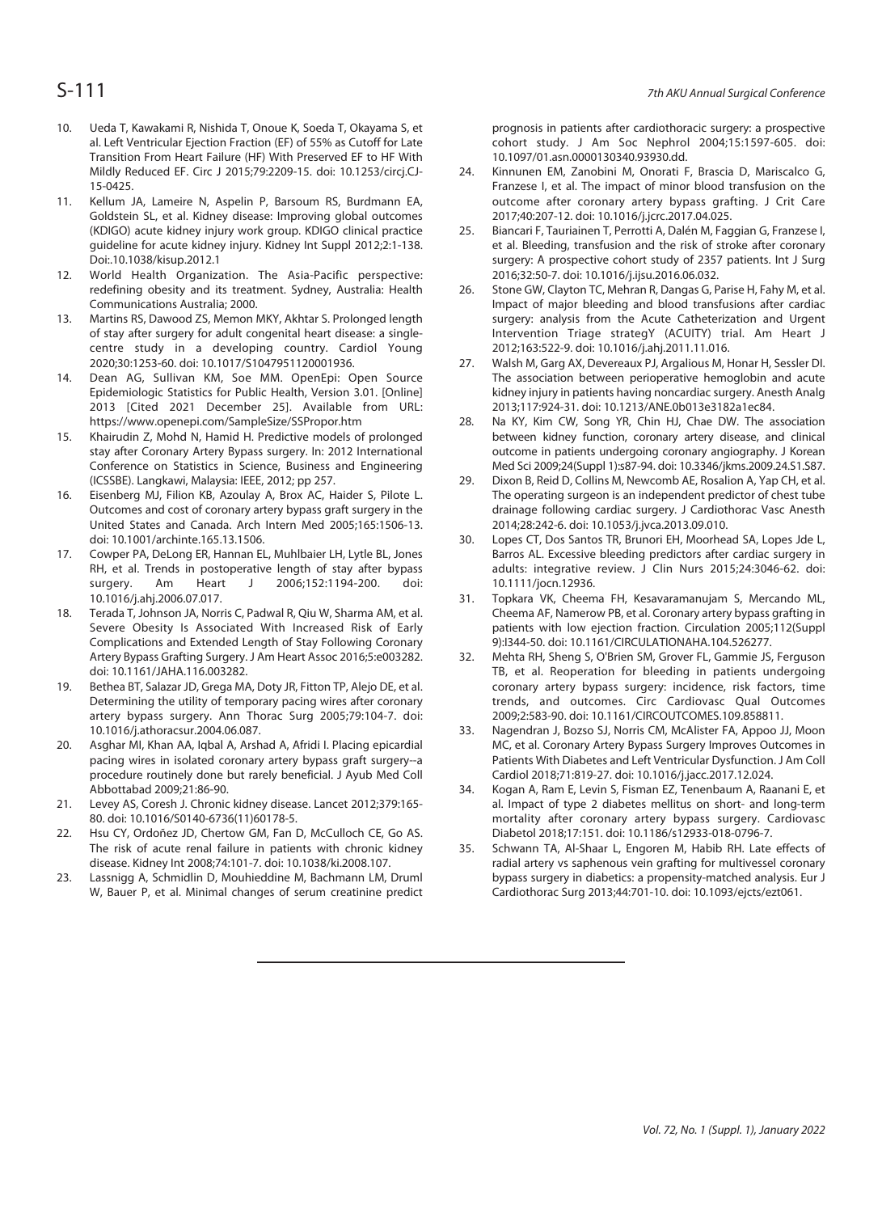10. Ueda T, Kawakami R, Nishida T, Onoue K, Soeda T, Okayama S, et al. Left Ventricular Ejection Fraction (EF) of 55% as Cutoff for Late Transition From Heart Failure (HF) With Preserved EF to HF With Mildly Reduced EF. Circ J 2015;79:2209-15. doi: 10.1253/circj.CJ-15-0425.
11. Kellum JA, Lameire N, Aspelin P, Barsoum RS, Burdmann EA, Goldstein SL, et al. Kidney disease: Improving global outcomes (KDIGO) acute kidney injury work group. KDIGO clinical practice guideline for acute kidney injury. Kidney Int Suppl 2012;2:1-138. Doi:.10.1038/kisup.2012.1
12. World Health Organization. The Asia-Pacific perspective: redefining obesity and its treatment. Sydney, Australia: Health Communications Australia; 2000.
13. Martins RS, Dawood ZS, Memon MKY, Akhtar S. Prolonged length of stay after surgery for adult congenital heart disease: a single-centre study in a developing country. Cardiol Young 2020;30:1253-60. doi: 10.1017/S1047951120001936.
14. Dean AG, Sullivan KM, Soe MM. OpenEpi: Open Source Epidemiologic Statistics for Public Health, Version 3.01. [Online] 2013 [Cited 2021 December 25]. Available from URL: https://www.openepi.com/SampleSize/SSPropor.htm
15. Khairudin Z, Mohd N, Hamid H. Predictive models of prolonged stay after Coronary Artery Bypass surgery. In: 2012 International Conference on Statistics in Science, Business and Engineering (ICSSBE). Langkawi, Malaysia: IEEE, 2012; pp 257.
16. Eisenberg MJ, Filion KB, Azoulay A, Brox AC, Haider S, Pilote L. Outcomes and cost of coronary artery bypass graft surgery in the United States and Canada. Arch Intern Med 2005;165:1506-13. doi: 10.1001/archinte.165.13.1506.
17. Cowper PA, DeLong ER, Hannan EL, Muhlbaier LH, Lytle BL, Jones RH, et al. Trends in postoperative length of stay after bypass surgery. Am Heart J 2006;152:1194-200. doi: 10.1016/j.ahj.2006.07.017.
18. Terada T, Johnson JA, Norris C, Padwal R, Qiu W, Sharma AM, et al. Severe Obesity Is Associated With Increased Risk of Early Complications and Extended Length of Stay Following Coronary Artery Bypass Grafting Surgery. J Am Heart Assoc 2016;5:e003282. doi: 10.1161/JAHA.116.003282.
19. Bethea BT, Salazar JD, Grega MA, Doty JR, Fitton TP, Alejo DE, et al. Determining the utility of temporary pacing wires after coronary artery bypass surgery. Ann Thorac Surg 2005;79:104-7. doi: 10.1016/j.athoracsur.2004.06.087.
20. Asghar MI, Khan AA, Iqbal A, Arshad A, Afridi I. Placing epicardial pacing wires in isolated coronary artery bypass graft surgery--a procedure routinely done but rarely beneficial. J Ayub Med Coll Abbottabad 2009;21:86-90.
21. Levey AS, Coresh J. Chronic kidney disease. Lancet 2012;379:165-80. doi: 10.1016/S0140-6736(11)60178-5.
22. Hsu CY, Ordoñez JD, Chertow GM, Fan D, McCulloch CE, Go AS. The risk of acute renal failure in patients with chronic kidney disease. Kidney Int 2008;74:101-7. doi: 10.1038/ki.2008.107.
23. Lassnigg A, Schmidlin D, Mouhieddine M, Bachmann LM, Druml W, Bauer P, et al. Minimal changes of serum creatinine predict prognosis in patients after cardiothoracic surgery: a prospective cohort study. J Am Soc Nephrol 2004;15:1597-605. doi: 10.1097/01.asn.0000130340.93930.dd.
24. Kinnunen EM, Zanobini M, Onorati F, Brascia D, Mariscalco G, Franzese I, et al. The impact of minor blood transfusion on the outcome after coronary artery bypass grafting. J Crit Care 2017;40:207-12. doi: 10.1016/j.jcrc.2017.04.025.
25. Biancari F, Tauriainen T, Perrotti A, Dalén M, Faggian G, Franzese I, et al. Bleeding, transfusion and the risk of stroke after coronary surgery: A prospective cohort study of 2357 patients. Int J Surg 2016;32:50-7. doi: 10.1016/j.ijsu.2016.06.032.
26. Stone GW, Clayton TC, Mehran R, Dangas G, Parise H, Fahy M, et al. Impact of major bleeding and blood transfusions after cardiac surgery: analysis from the Acute Catheterization and Urgent Intervention Triage strategY (ACUITY) trial. Am Heart J 2012;163:522-9. doi: 10.1016/j.ahj.2011.11.016.
27. Walsh M, Garg AX, Devereaux PJ, Argalious M, Honar H, Sessler DI. The association between perioperative hemoglobin and acute kidney injury in patients having noncardiac surgery. Anesth Analg 2013;117:924-31. doi: 10.1213/ANE.0b013e3182a1ec84.
28. Na KY, Kim CW, Song YR, Chin HJ, Chae DW. The association between kidney function, coronary artery disease, and clinical outcome in patients undergoing coronary angiography. J Korean Med Sci 2009;24(Suppl 1):s87-94. doi: 10.3346/jkms.2009.24.S1.S87.
29. Dixon B, Reid D, Collins M, Newcomb AE, Rosalion A, Yap CH, et al. The operating surgeon is an independent predictor of chest tube drainage following cardiac surgery. J Cardiothorac Vasc Anesth 2014;28:242-6. doi: 10.1053/j.jvca.2013.09.010.
30. Lopes CT, Dos Santos TR, Brunori EH, Moorhead SA, Lopes Jde L, Barros AL. Excessive bleeding predictors after cardiac surgery in adults: integrative review. J Clin Nurs 2015;24:3046-62. doi: 10.1111/jocn.12936.
31. Topkara VK, Cheema FH, Kesavaramanujam S, Mercando ML, Cheema AF, Namerow PB, et al. Coronary artery bypass grafting in patients with low ejection fraction. Circulation 2005;112(Suppl 9):I344-50. doi: 10.1161/CIRCULATIONAHA.104.526277.
32. Mehta RH, Sheng S, O'Brien SM, Grover FL, Gammie JS, Ferguson TB, et al. Reoperation for bleeding in patients undergoing coronary artery bypass surgery: incidence, risk factors, time trends, and outcomes. Circ Cardiovasc Qual Outcomes 2009;2:583-90. doi: 10.1161/CIRCOUTCOMES.109.858811.
33. Nagendran J, Bozso SJ, Norris CM, McAlister FA, Appoo JJ, Moon MC, et al. Coronary Artery Bypass Surgery Improves Outcomes in Patients With Diabetes and Left Ventricular Dysfunction. J Am Coll Cardiol 2018;71:819-27. doi: 10.1016/j.jacc.2017.12.024.
34. Kogan A, Ram E, Levin S, Fisman EZ, Tenenbaum A, Raanani E, et al. Impact of type 2 diabetes mellitus on short- and long-term mortality after coronary artery bypass surgery. Cardiovasc Diabetol 2018;17:151. doi: 10.1186/s12933-018-0796-7.
35. Schwann TA, Al-Shaar L, Engoren M, Habib RH. Late effects of radial artery vs saphenous vein grafting for multivessel coronary bypass surgery in diabetics: a propensity-matched analysis. Eur J Cardiothorac Surg 2013;44:701-10. doi: 10.1093/ejcts/ezt061.